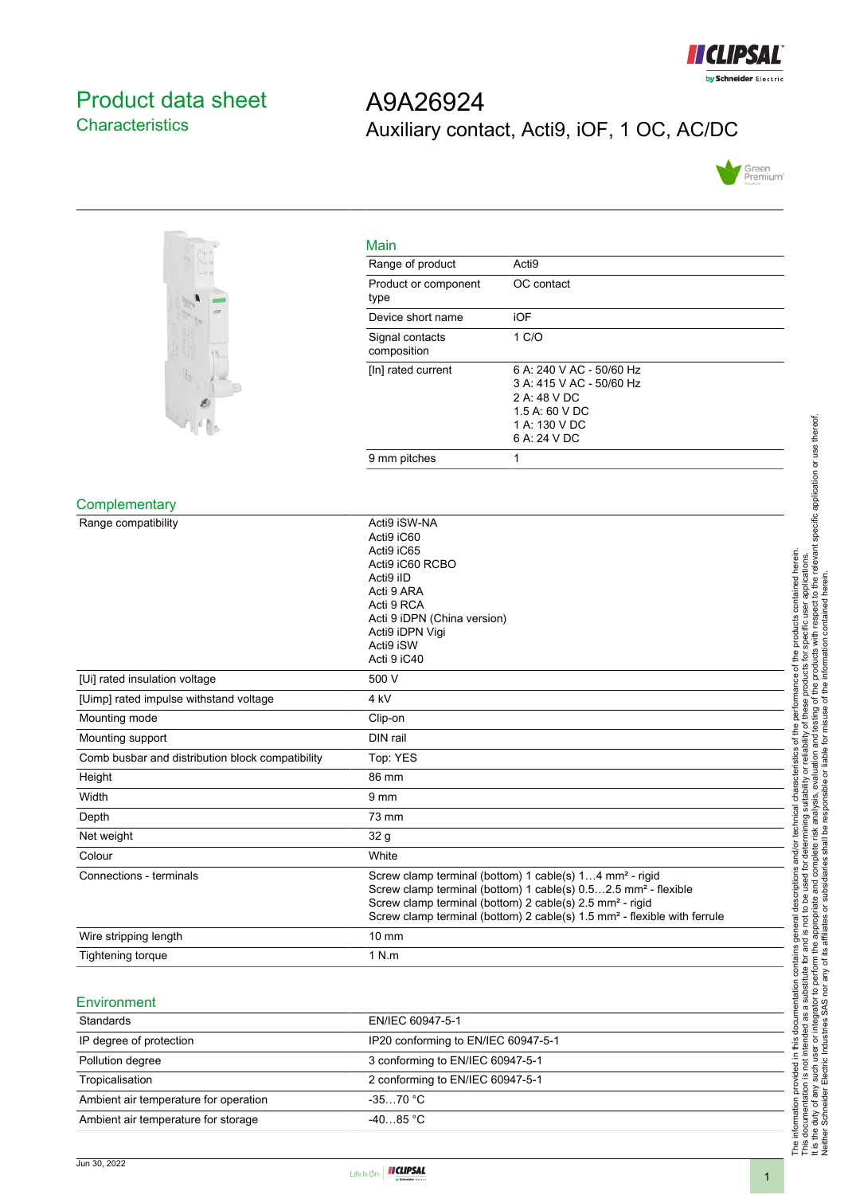# Product data sheet

## Characteristics

# A9A26924

## Auxiliary contact, Acti9, iOF, 1 OC, AC/DC

### Main

| | |
|---|---|
| Range of product | Acti9 |
| Product or component type | OC contact |
| Device short name | iOF |
| Signal contacts composition | 1 C/O |
| [In] rated current | 6 A: 240 V AC - 50/60 Hz<br>3 A: 415 V AC - 50/60 Hz<br>2 A: 48 V DC<br>1.5 A: 60 V DC<br>1 A: 130 V DC<br>6 A: 24 V DC |
| 9 mm pitches | 1 |

### Complementary

| | |
|---|---|
| Range compatibility | Acti9 iSW-NA<br>Acti9 iC60<br>Acti9 iC65<br>Acti9 iC60 RCBO<br>Acti9 iID<br>Acti 9 ARA<br>Acti 9 RCA<br>Acti 9 iDPN (China version)<br>Acti9 iDPN Vigi<br>Acti9 iSW<br>Acti 9 iC40 |
| [Ui] rated insulation voltage | 500 V |
| [Uimp] rated impulse withstand voltage | 4 kV |
| Mounting mode | Clip-on |
| Mounting support | DIN rail |
| Comb busbar and distribution block compatibility | Top: YES |
| Height | 86 mm |
| Width | 9 mm |
| Depth | 73 mm |
| Net weight | 32 g |
| Colour | White |
| Connections - terminals | Screw clamp terminal (bottom) 1 cable(s) 1…4 mm² - rigid<br>Screw clamp terminal (bottom) 1 cable(s) 0.5…2.5 mm² - flexible<br>Screw clamp terminal (bottom) 2 cable(s) 2.5 mm² - rigid<br>Screw clamp terminal (bottom) 2 cable(s) 1.5 mm² - flexible with ferrule |
| Wire stripping length | 10 mm |
| Tightening torque | 1 N.m |

### Environment

| | |
|---|---|
| Standards | EN/IEC 60947-5-1 |
| IP degree of protection | IP20 conforming to EN/IEC 60947-5-1 |
| Pollution degree | 3 conforming to EN/IEC 60947-5-1 |
| Tropicalisation | 2 conforming to EN/IEC 60947-5-1 |
| Ambient air temperature for operation | -35…70 °C |
| Ambient air temperature for storage | -40…85 °C |

The information provided in this documentation contains general descriptions and/or technical characteristics of the performance of the products contained herein.
This documentation is not intended as a substitute for and is not to be used for determining suitability or reliability of these products for specific user applications.
It is the duty of any such user or integrator to perform the appropriate and complete risk analysis, evaluation and testing of the products with respect to the relevant specific application or use thereof.
Neither Schneider Electric Industries SAS nor any of its affiliates or subsidiaries shall be responsible or liable for misuse of the information contained herein.

Jun 30, 2022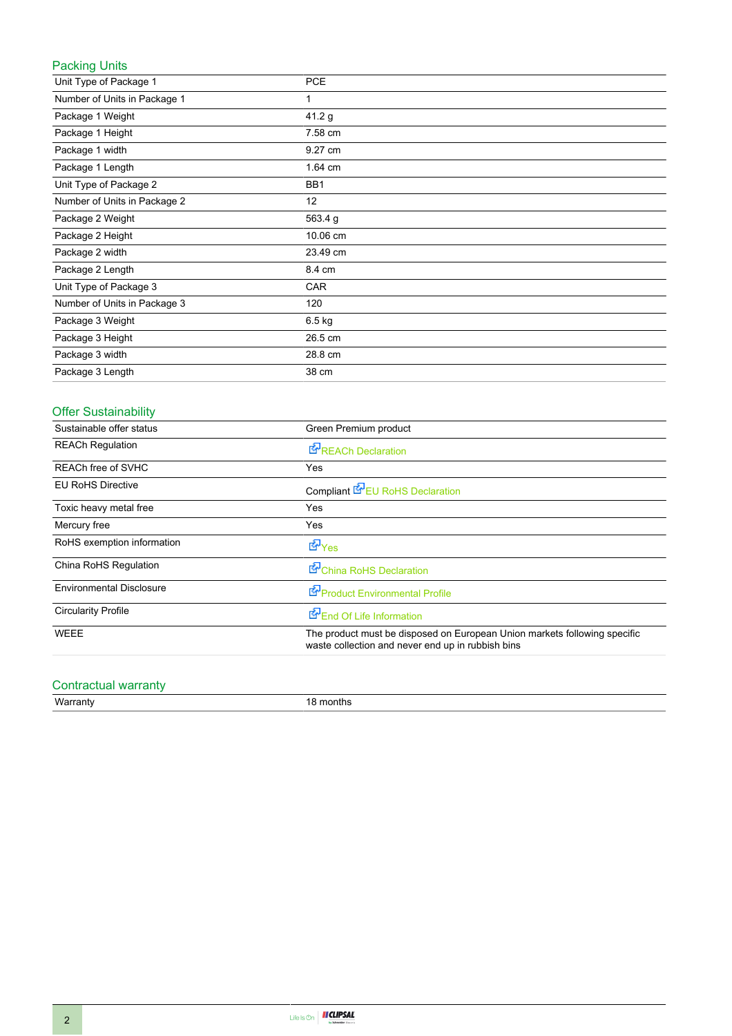## Packing Units

| | |
|---|---|
| Unit Type of Package 1 | PCE |
| Number of Units in Package 1 | 1 |
| Package 1 Weight | 41.2 g |
| Package 1 Height | 7.58 cm |
| Package 1 width | 9.27 cm |
| Package 1 Length | 1.64 cm |
| Unit Type of Package 2 | BB1 |
| Number of Units in Package 2 | 12 |
| Package 2 Weight | 563.4 g |
| Package 2 Height | 10.06 cm |
| Package 2 width | 23.49 cm |
| Package 2 Length | 8.4 cm |
| Unit Type of Package 3 | CAR |
| Number of Units in Package 3 | 120 |
| Package 3 Weight | 6.5 kg |
| Package 3 Height | 26.5 cm |
| Package 3 width | 28.8 cm |
| Package 3 Length | 38 cm |

## Offer Sustainability

| | |
|---|---|
| Sustainable offer status | Green Premium product |
| REACh Regulation | REACh Declaration |
| REACh free of SVHC | Yes |
| EU RoHS Directive | Compliant EU RoHS Declaration |
| Toxic heavy metal free | Yes |
| Mercury free | Yes |
| RoHS exemption information | Yes |
| China RoHS Regulation | China RoHS Declaration |
| Environmental Disclosure | Product Environmental Profile |
| Circularity Profile | End Of Life Information |
| WEEE | The product must be disposed on European Union markets following specific waste collection and never end up in rubbish bins |

## Contractual warranty

| | |
|---|---|
| Warranty | 18 months |